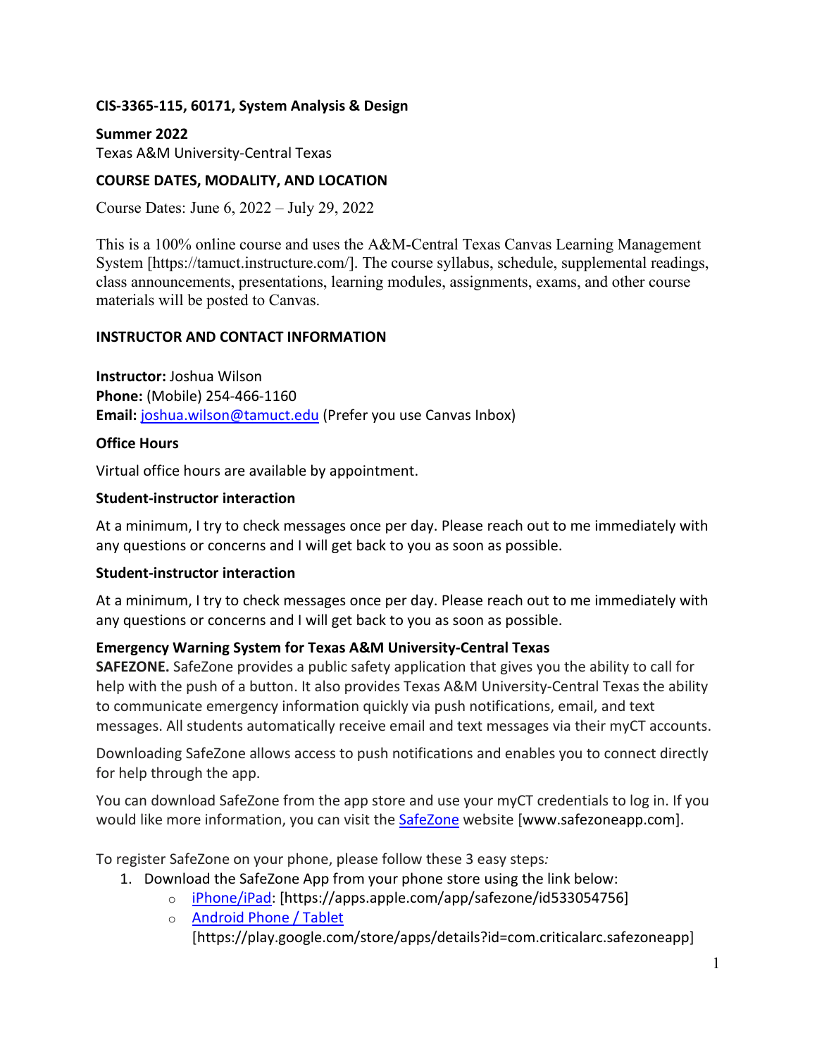**CIS-3365-115, 60171, System Analysis & Design**

**Summer 2022**
Texas A&M University-Central Texas

## COURSE DATES, MODALITY, AND LOCATION

Course Dates: June 6, 2022 – July 29, 2022

This is a 100% online course and uses the A&M-Central Texas Canvas Learning Management System [https://tamuct.instructure.com/]. The course syllabus, schedule, supplemental readings, class announcements, presentations, learning modules, assignments, exams, and other course materials will be posted to Canvas.

## INSTRUCTOR AND CONTACT INFORMATION

**Instructor:** Joshua Wilson
**Phone:** (Mobile) 254-466-1160
**Email:** joshua.wilson@tamuct.edu (Prefer you use Canvas Inbox)

### Office Hours

Virtual office hours are available by appointment.

### Student-instructor interaction

At a minimum, I try to check messages once per day. Please reach out to me immediately with any questions or concerns and I will get back to you as soon as possible.

### Student-instructor interaction

At a minimum, I try to check messages once per day. Please reach out to me immediately with any questions or concerns and I will get back to you as soon as possible.

### Emergency Warning System for Texas A&M University-Central Texas

**SAFEZONE.** SafeZone provides a public safety application that gives you the ability to call for help with the push of a button. It also provides Texas A&M University-Central Texas the ability to communicate emergency information quickly via push notifications, email, and text messages. All students automatically receive email and text messages via their myCT accounts.

Downloading SafeZone allows access to push notifications and enables you to connect directly for help through the app.

You can download SafeZone from the app store and use your myCT credentials to log in. If you would like more information, you can visit the SafeZone website [www.safezoneapp.com].

To register SafeZone on your phone, please follow these 3 easy steps*:*

1. Download the SafeZone App from your phone store using the link below:
   - iPhone/iPad: [https://apps.apple.com/app/safezone/id533054756]
   - Android Phone / Tablet [https://play.google.com/store/apps/details?id=com.criticalarc.safezoneapp]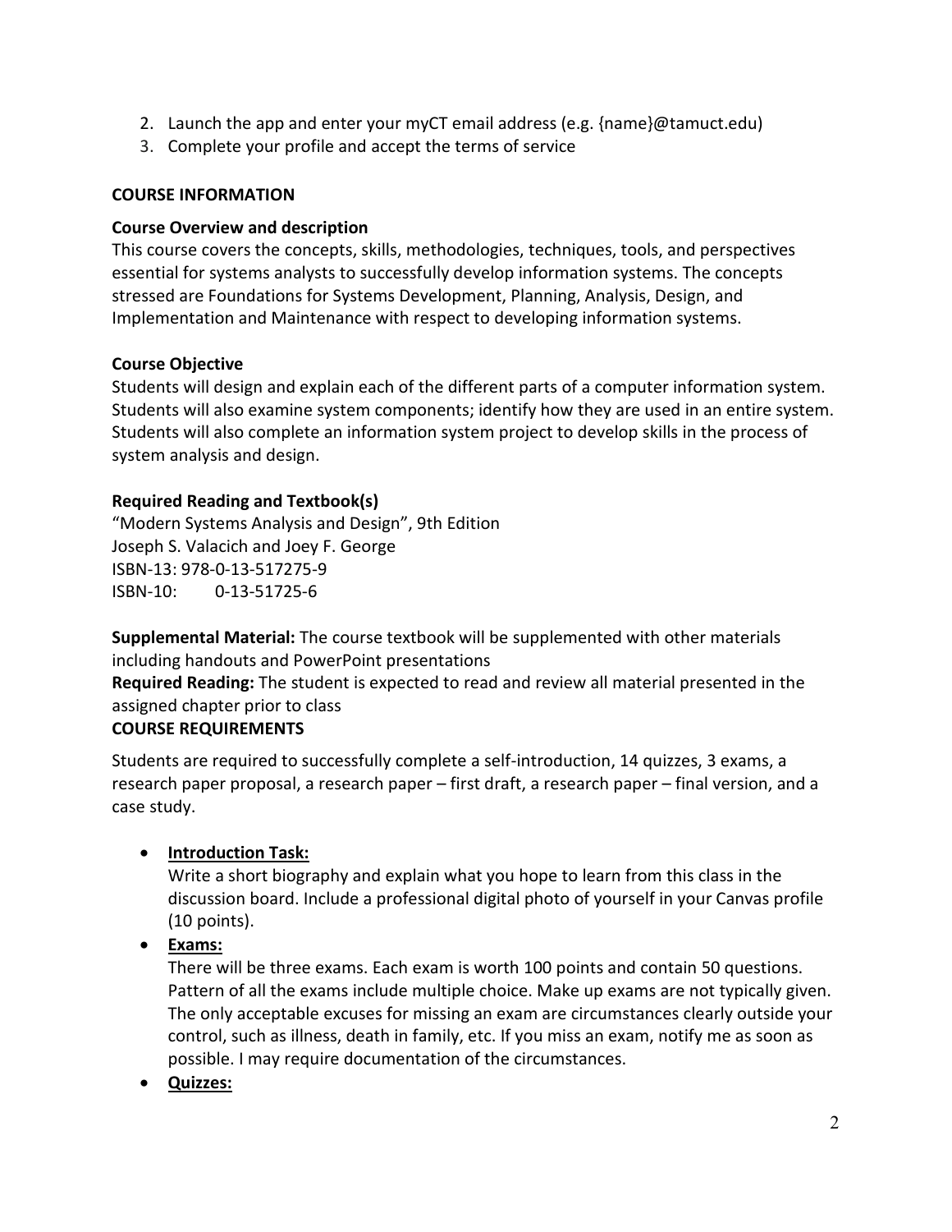2. Launch the app and enter your myCT email address (e.g. {name}@tamuct.edu)
3. Complete your profile and accept the terms of service

## COURSE INFORMATION

### Course Overview and description

This course covers the concepts, skills, methodologies, techniques, tools, and perspectives essential for systems analysts to successfully develop information systems. The concepts stressed are Foundations for Systems Development, Planning, Analysis, Design, and Implementation and Maintenance with respect to developing information systems.

### Course Objective

Students will design and explain each of the different parts of a computer information system. Students will also examine system components; identify how they are used in an entire system. Students will also complete an information system project to develop skills in the process of system analysis and design.

### Required Reading and Textbook(s)

"Modern Systems Analysis and Design", 9th Edition
Joseph S. Valacich and Joey F. George
ISBN-13: 978-0-13-517275-9
ISBN-10: 0-13-51725-6

**Supplemental Material:** The course textbook will be supplemented with other materials including handouts and PowerPoint presentations
**Required Reading:** The student is expected to read and review all material presented in the assigned chapter prior to class

## COURSE REQUIREMENTS

Students are required to successfully complete a self-introduction, 14 quizzes, 3 exams, a research paper proposal, a research paper – first draft, a research paper – final version, and a case study.

- **Introduction Task:**
  Write a short biography and explain what you hope to learn from this class in the discussion board. Include a professional digital photo of yourself in your Canvas profile (10 points).
- **Exams:**
  There will be three exams. Each exam is worth 100 points and contain 50 questions. Pattern of all the exams include multiple choice. Make up exams are not typically given. The only acceptable excuses for missing an exam are circumstances clearly outside your control, such as illness, death in family, etc. If you miss an exam, notify me as soon as possible. I may require documentation of the circumstances.
- **Quizzes:**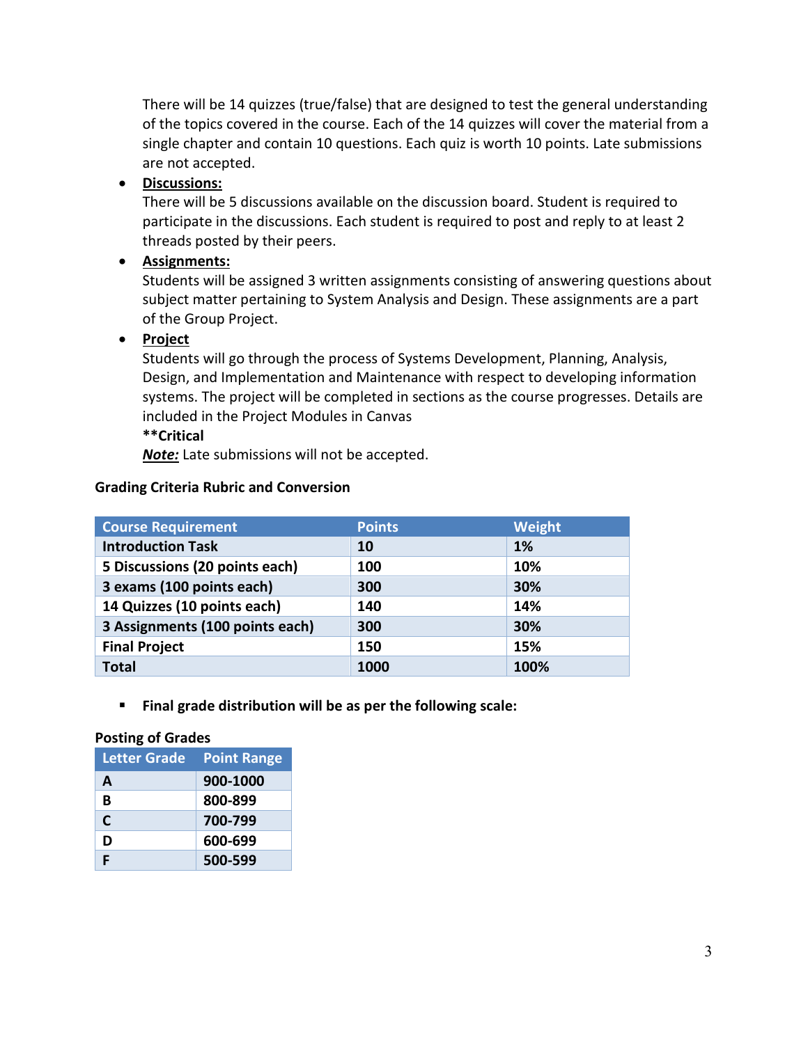There will be 14 quizzes (true/false) that are designed to test the general understanding of the topics covered in the course. Each of the 14 quizzes will cover the material from a single chapter and contain 10 questions. Each quiz is worth 10 points. Late submissions are not accepted.

- **Discussions:**
  There will be 5 discussions available on the discussion board. Student is required to participate in the discussions. Each student is required to post and reply to at least 2 threads posted by their peers.
- **Assignments:**
  Students will be assigned 3 written assignments consisting of answering questions about subject matter pertaining to System Analysis and Design. These assignments are a part of the Group Project.
- **Project**
  Students will go through the process of Systems Development, Planning, Analysis, Design, and Implementation and Maintenance with respect to developing information systems. The project will be completed in sections as the course progresses. Details are included in the Project Modules in Canvas
  **\*\*Critical**
  ***Note:*** Late submissions will not be accepted.

**Grading Criteria Rubric and Conversion**

| Course Requirement | Points | Weight |
|---|---|---|
| Introduction Task | 10 | 1% |
| 5 Discussions (20 points each) | 100 | 10% |
| 3 exams (100 points each) | 300 | 30% |
| 14 Quizzes (10 points each) | 140 | 14% |
| 3 Assignments (100 points each) | 300 | 30% |
| Final Project | 150 | 15% |
| Total | 1000 | 100% |

- **Final grade distribution will be as per the following scale:**

**Posting of Grades**

| Letter Grade | Point Range |
|---|---|
| A | 900-1000 |
| B | 800-899 |
| C | 700-799 |
| D | 600-699 |
| F | 500-599 |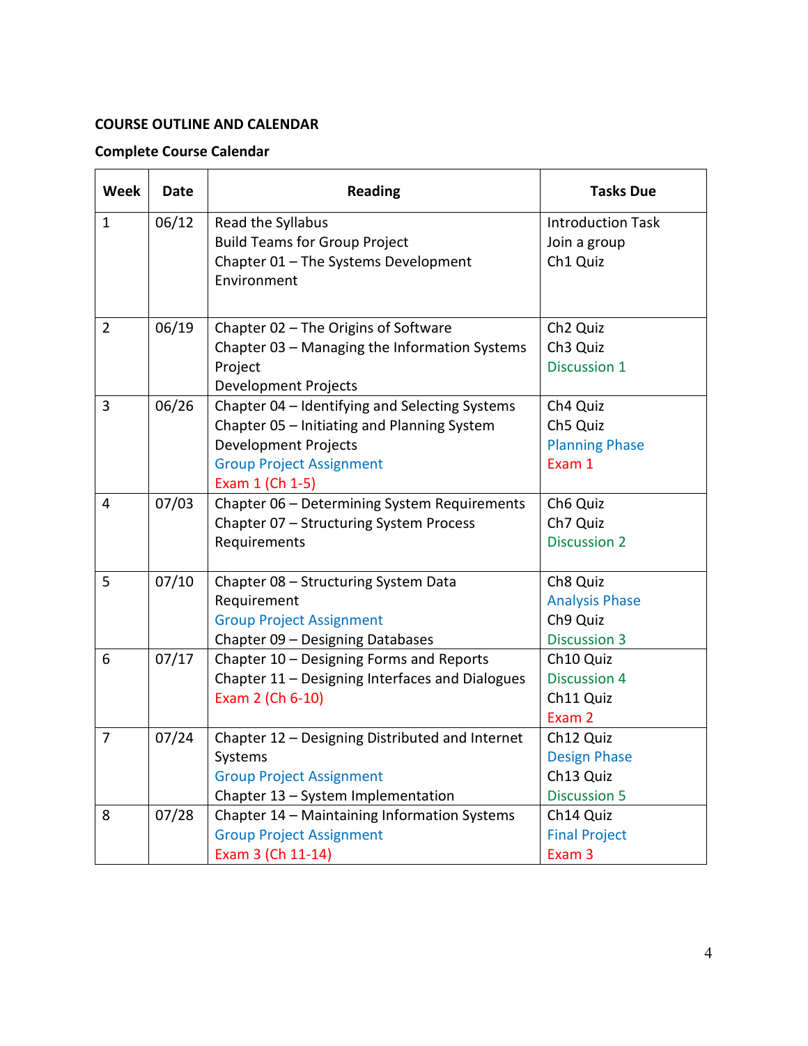**COURSE OUTLINE AND CALENDAR**

**Complete Course Calendar**

| Week | Date | Reading | Tasks Due |
|---|---|---|---|
| 1 | 06/12 | Read the Syllabus<br>Build Teams for Group Project<br>Chapter 01 – The Systems Development Environment | Introduction Task<br>Join a group<br>Ch1 Quiz |
| 2 | 06/19 | Chapter 02 – The Origins of Software<br>Chapter 03 – Managing the Information Systems Project<br>Development Projects | Ch2 Quiz<br>Ch3 Quiz<br>Discussion 1 |
| 3 | 06/26 | Chapter 04 – Identifying and Selecting Systems<br>Chapter 05 – Initiating and Planning System Development Projects<br>Group Project Assignment<br>Exam 1 (Ch 1-5) | Ch4 Quiz<br>Ch5 Quiz<br>Planning Phase<br>Exam 1 |
| 4 | 07/03 | Chapter 06 – Determining System Requirements<br>Chapter 07 – Structuring System Process Requirements | Ch6 Quiz<br>Ch7 Quiz<br>Discussion 2 |
| 5 | 07/10 | Chapter 08 – Structuring System Data Requirement<br>Group Project Assignment<br>Chapter 09 – Designing Databases | Ch8 Quiz<br>Analysis Phase<br>Ch9 Quiz<br>Discussion 3 |
| 6 | 07/17 | Chapter 10 – Designing Forms and Reports<br>Chapter 11 – Designing Interfaces and Dialogues<br>Exam 2 (Ch 6-10) | Ch10 Quiz<br>Discussion 4<br>Ch11 Quiz<br>Exam 2 |
| 7 | 07/24 | Chapter 12 – Designing Distributed and Internet Systems<br>Group Project Assignment<br>Chapter 13 – System Implementation | Ch12 Quiz<br>Design Phase<br>Ch13 Quiz<br>Discussion 5 |
| 8 | 07/28 | Chapter 14 – Maintaining Information Systems<br>Group Project Assignment<br>Exam 3 (Ch 11-14) | Ch14 Quiz<br>Final Project<br>Exam 3 |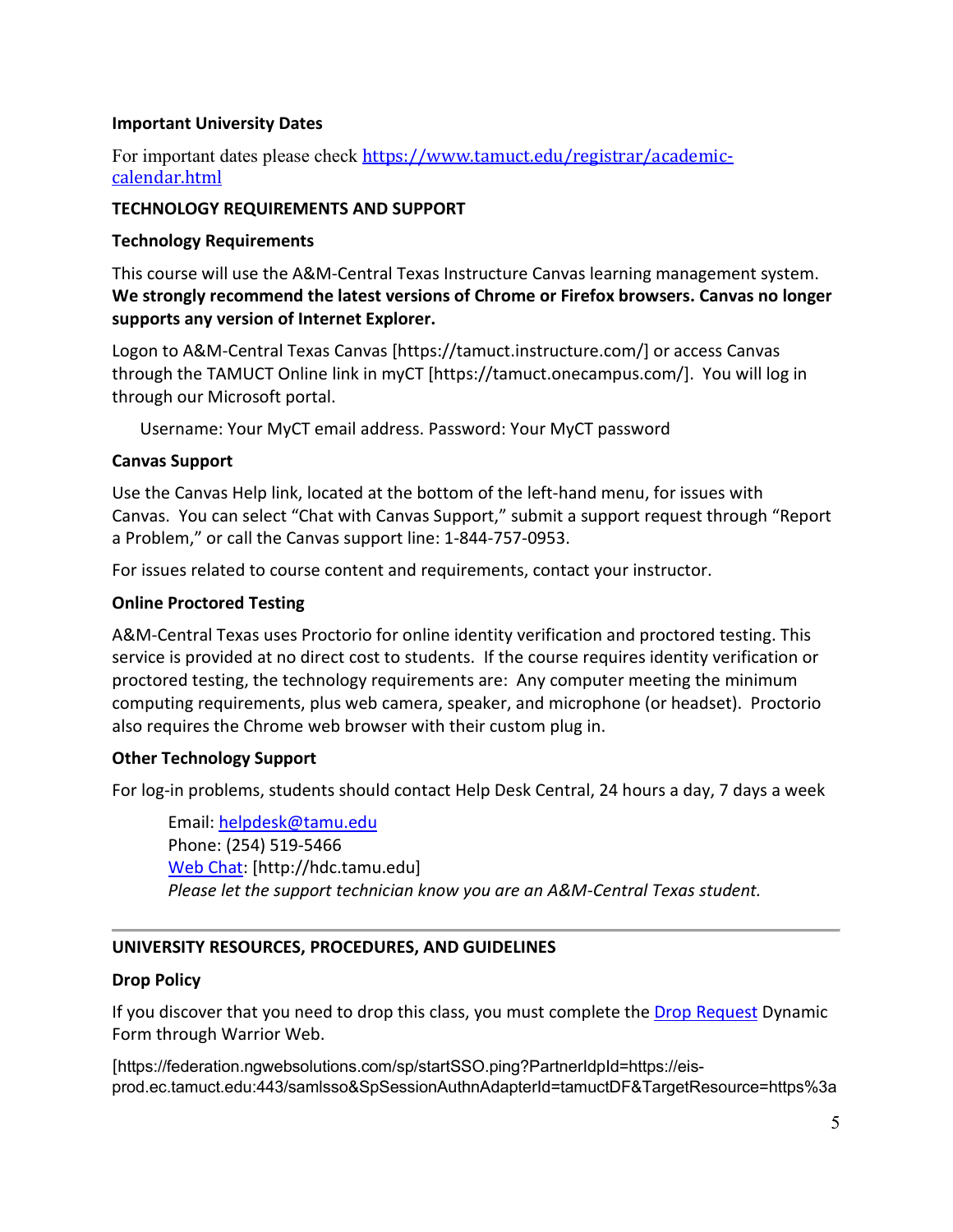**Important University Dates**

For important dates please check [https://www.tamuct.edu/registrar/academic-calendar.html](https://www.tamuct.edu/registrar/academic-calendar.html)

## TECHNOLOGY REQUIREMENTS AND SUPPORT

### Technology Requirements

This course will use the A&M-Central Texas Instructure Canvas learning management system. **We strongly recommend the latest versions of Chrome or Firefox browsers. Canvas no longer supports any version of Internet Explorer.**

Logon to A&M-Central Texas Canvas [https://tamuct.instructure.com/] or access Canvas through the TAMUCT Online link in myCT [https://tamuct.onecampus.com/]. You will log in through our Microsoft portal.

Username: Your MyCT email address. Password: Your MyCT password

### Canvas Support

Use the Canvas Help link, located at the bottom of the left-hand menu, for issues with Canvas. You can select "Chat with Canvas Support," submit a support request through "Report a Problem," or call the Canvas support line: 1-844-757-0953.

For issues related to course content and requirements, contact your instructor.

### Online Proctored Testing

A&M-Central Texas uses Proctorio for online identity verification and proctored testing. This service is provided at no direct cost to students. If the course requires identity verification or proctored testing, the technology requirements are: Any computer meeting the minimum computing requirements, plus web camera, speaker, and microphone (or headset). Proctorio also requires the Chrome web browser with their custom plug in.

### Other Technology Support

For log-in problems, students should contact Help Desk Central, 24 hours a day, 7 days a week

Email: helpdesk@tamu.edu
Phone: (254) 519-5466
Web Chat: [http://hdc.tamu.edu]
*Please let the support technician know you are an A&M-Central Texas student.*

---

## UNIVERSITY RESOURCES, PROCEDURES, AND GUIDELINES

### Drop Policy

If you discover that you need to drop this class, you must complete the Drop Request Dynamic Form through Warrior Web.

[https://federation.ngwebsolutions.com/sp/startSSO.ping?PartnerIdpId=https://eis-prod.ec.tamuct.edu:443/samlsso&SpSessionAuthnAdapterId=tamuctDF&TargetResource=https%3a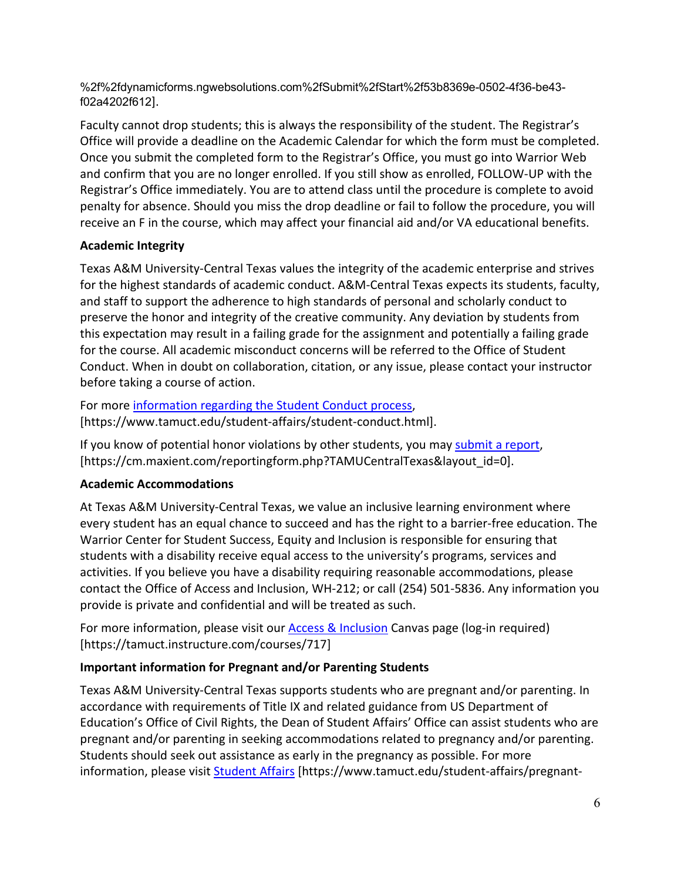%2f%2fdynamicforms.ngwebsolutions.com%2fSubmit%2fStart%2f53b8369e-0502-4f36-be43-f02a4202f612].

Faculty cannot drop students; this is always the responsibility of the student. The Registrar's Office will provide a deadline on the Academic Calendar for which the form must be completed. Once you submit the completed form to the Registrar's Office, you must go into Warrior Web and confirm that you are no longer enrolled. If you still show as enrolled, FOLLOW-UP with the Registrar's Office immediately. You are to attend class until the procedure is complete to avoid penalty for absence. Should you miss the drop deadline or fail to follow the procedure, you will receive an F in the course, which may affect your financial aid and/or VA educational benefits.

**Academic Integrity**

Texas A&M University-Central Texas values the integrity of the academic enterprise and strives for the highest standards of academic conduct. A&M-Central Texas expects its students, faculty, and staff to support the adherence to high standards of personal and scholarly conduct to preserve the honor and integrity of the creative community. Any deviation by students from this expectation may result in a failing grade for the assignment and potentially a failing grade for the course. All academic misconduct concerns will be referred to the Office of Student Conduct. When in doubt on collaboration, citation, or any issue, please contact your instructor before taking a course of action.

For more information regarding the Student Conduct process, [https://www.tamuct.edu/student-affairs/student-conduct.html].

If you know of potential honor violations by other students, you may submit a report, [https://cm.maxient.com/reportingform.php?TAMUCentralTexas&layout_id=0].

**Academic Accommodations**

At Texas A&M University-Central Texas, we value an inclusive learning environment where every student has an equal chance to succeed and has the right to a barrier-free education. The Warrior Center for Student Success, Equity and Inclusion is responsible for ensuring that students with a disability receive equal access to the university's programs, services and activities. If you believe you have a disability requiring reasonable accommodations, please contact the Office of Access and Inclusion, WH-212; or call (254) 501-5836. Any information you provide is private and confidential and will be treated as such.

For more information, please visit our Access & Inclusion Canvas page (log-in required) [https://tamuct.instructure.com/courses/717]

**Important information for Pregnant and/or Parenting Students**

Texas A&M University-Central Texas supports students who are pregnant and/or parenting. In accordance with requirements of Title IX and related guidance from US Department of Education's Office of Civil Rights, the Dean of Student Affairs' Office can assist students who are pregnant and/or parenting in seeking accommodations related to pregnancy and/or parenting. Students should seek out assistance as early in the pregnancy as possible. For more information, please visit Student Affairs [https://www.tamuct.edu/student-affairs/pregnant-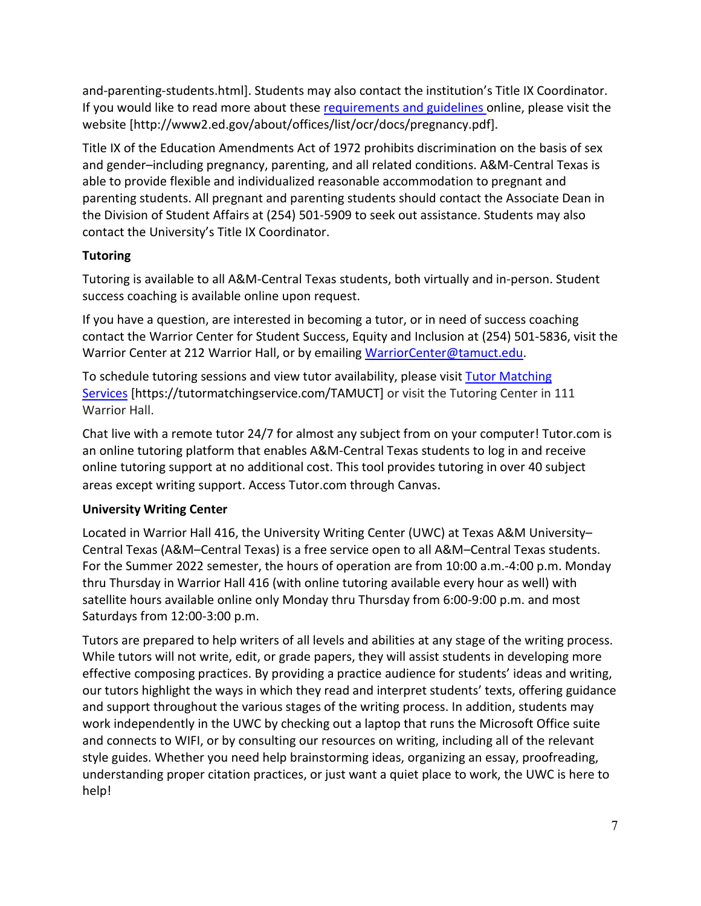and-parenting-students.html]. Students may also contact the institution's Title IX Coordinator. If you would like to read more about these requirements and guidelines online, please visit the website [http://www2.ed.gov/about/offices/list/ocr/docs/pregnancy.pdf].

Title IX of the Education Amendments Act of 1972 prohibits discrimination on the basis of sex and gender–including pregnancy, parenting, and all related conditions. A&M-Central Texas is able to provide flexible and individualized reasonable accommodation to pregnant and parenting students. All pregnant and parenting students should contact the Associate Dean in the Division of Student Affairs at (254) 501-5909 to seek out assistance. Students may also contact the University's Title IX Coordinator.

**Tutoring**

Tutoring is available to all A&M-Central Texas students, both virtually and in-person. Student success coaching is available online upon request.

If you have a question, are interested in becoming a tutor, or in need of success coaching contact the Warrior Center for Student Success, Equity and Inclusion at (254) 501-5836, visit the Warrior Center at 212 Warrior Hall, or by emailing WarriorCenter@tamuct.edu.

To schedule tutoring sessions and view tutor availability, please visit Tutor Matching Services [https://tutormatchingservice.com/TAMUCT] or visit the Tutoring Center in 111 Warrior Hall.

Chat live with a remote tutor 24/7 for almost any subject from on your computer! Tutor.com is an online tutoring platform that enables A&M-Central Texas students to log in and receive online tutoring support at no additional cost. This tool provides tutoring in over 40 subject areas except writing support. Access Tutor.com through Canvas.

**University Writing Center**

Located in Warrior Hall 416, the University Writing Center (UWC) at Texas A&M University–Central Texas (A&M–Central Texas) is a free service open to all A&M–Central Texas students. For the Summer 2022 semester, the hours of operation are from 10:00 a.m.-4:00 p.m. Monday thru Thursday in Warrior Hall 416 (with online tutoring available every hour as well) with satellite hours available online only Monday thru Thursday from 6:00-9:00 p.m. and most Saturdays from 12:00-3:00 p.m.

Tutors are prepared to help writers of all levels and abilities at any stage of the writing process. While tutors will not write, edit, or grade papers, they will assist students in developing more effective composing practices. By providing a practice audience for students' ideas and writing, our tutors highlight the ways in which they read and interpret students' texts, offering guidance and support throughout the various stages of the writing process. In addition, students may work independently in the UWC by checking out a laptop that runs the Microsoft Office suite and connects to WIFI, or by consulting our resources on writing, including all of the relevant style guides. Whether you need help brainstorming ideas, organizing an essay, proofreading, understanding proper citation practices, or just want a quiet place to work, the UWC is here to help!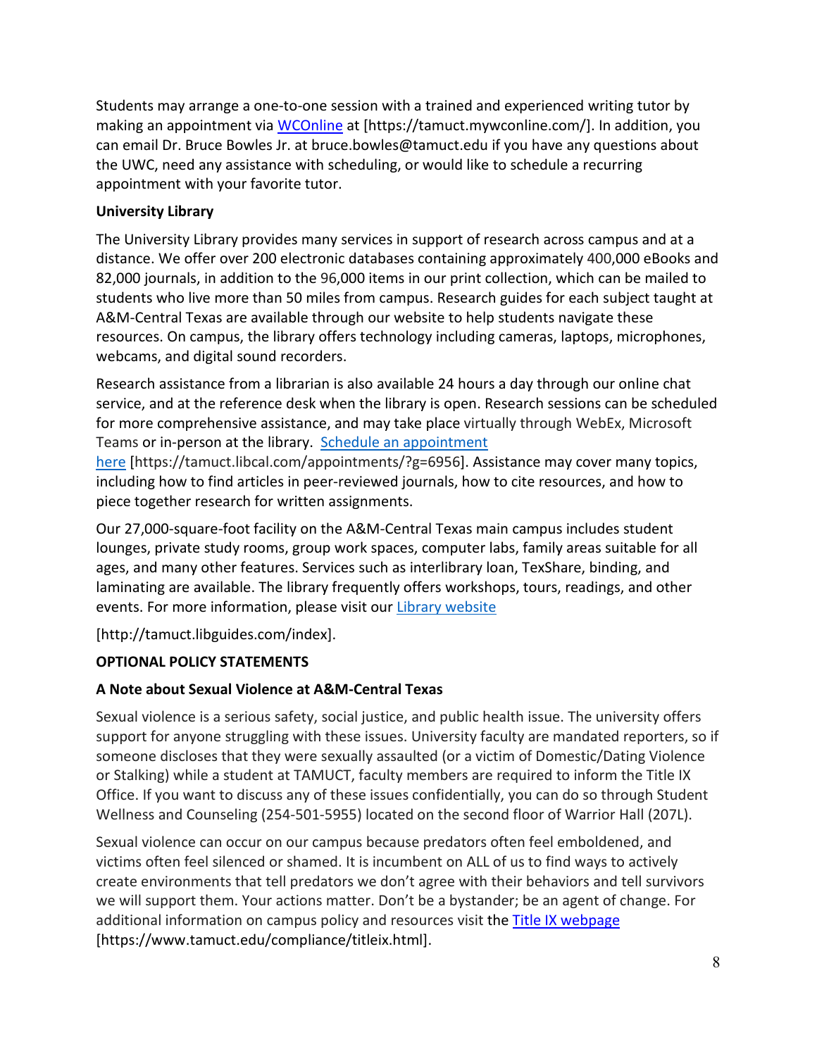Students may arrange a one-to-one session with a trained and experienced writing tutor by making an appointment via WCOnline at [https://tamuct.mywconline.com/]. In addition, you can email Dr. Bruce Bowles Jr. at bruce.bowles@tamuct.edu if you have any questions about the UWC, need any assistance with scheduling, or would like to schedule a recurring appointment with your favorite tutor.

**University Library**

The University Library provides many services in support of research across campus and at a distance. We offer over 200 electronic databases containing approximately 400,000 eBooks and 82,000 journals, in addition to the 96,000 items in our print collection, which can be mailed to students who live more than 50 miles from campus. Research guides for each subject taught at A&M-Central Texas are available through our website to help students navigate these resources. On campus, the library offers technology including cameras, laptops, microphones, webcams, and digital sound recorders.

Research assistance from a librarian is also available 24 hours a day through our online chat service, and at the reference desk when the library is open. Research sessions can be scheduled for more comprehensive assistance, and may take place virtually through WebEx, Microsoft Teams or in-person at the library. Schedule an appointment here [https://tamuct.libcal.com/appointments/?g=6956]. Assistance may cover many topics, including how to find articles in peer-reviewed journals, how to cite resources, and how to piece together research for written assignments.

Our 27,000-square-foot facility on the A&M-Central Texas main campus includes student lounges, private study rooms, group work spaces, computer labs, family areas suitable for all ages, and many other features. Services such as interlibrary loan, TexShare, binding, and laminating are available. The library frequently offers workshops, tours, readings, and other events. For more information, please visit our Library website

[http://tamuct.libguides.com/index].

**OPTIONAL POLICY STATEMENTS**

**A Note about Sexual Violence at A&M-Central Texas**

Sexual violence is a serious safety, social justice, and public health issue. The university offers support for anyone struggling with these issues. University faculty are mandated reporters, so if someone discloses that they were sexually assaulted (or a victim of Domestic/Dating Violence or Stalking) while a student at TAMUCT, faculty members are required to inform the Title IX Office. If you want to discuss any of these issues confidentially, you can do so through Student Wellness and Counseling (254-501-5955) located on the second floor of Warrior Hall (207L).

Sexual violence can occur on our campus because predators often feel emboldened, and victims often feel silenced or shamed. It is incumbent on ALL of us to find ways to actively create environments that tell predators we don't agree with their behaviors and tell survivors we will support them. Your actions matter. Don't be a bystander; be an agent of change. For additional information on campus policy and resources visit the Title IX webpage [https://www.tamuct.edu/compliance/titleix.html].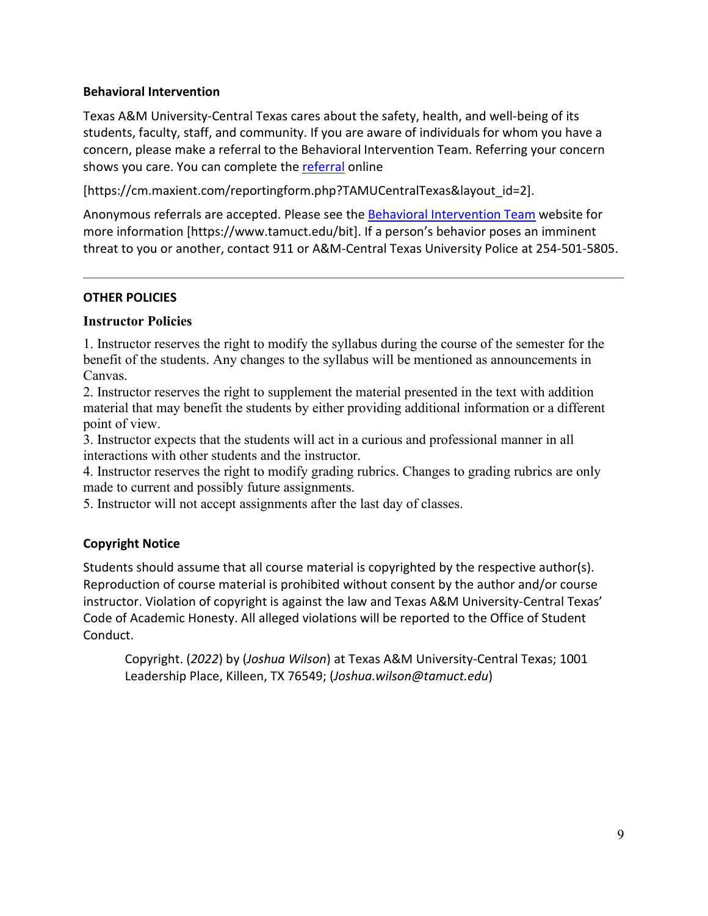**Behavioral Intervention**

Texas A&M University-Central Texas cares about the safety, health, and well-being of its students, faculty, staff, and community. If you are aware of individuals for whom you have a concern, please make a referral to the Behavioral Intervention Team. Referring your concern shows you care. You can complete the referral online

[https://cm.maxient.com/reportingform.php?TAMUCentralTexas&layout_id=2].

Anonymous referrals are accepted. Please see the Behavioral Intervention Team website for more information [https://www.tamuct.edu/bit]. If a person's behavior poses an imminent threat to you or another, contact 911 or A&M-Central Texas University Police at 254-501-5805.

---

**OTHER POLICIES**

**Instructor Policies**

1. Instructor reserves the right to modify the syllabus during the course of the semester for the benefit of the students. Any changes to the syllabus will be mentioned as announcements in Canvas.
2. Instructor reserves the right to supplement the material presented in the text with addition material that may benefit the students by either providing additional information or a different point of view.
3. Instructor expects that the students will act in a curious and professional manner in all interactions with other students and the instructor.
4. Instructor reserves the right to modify grading rubrics. Changes to grading rubrics are only made to current and possibly future assignments.
5. Instructor will not accept assignments after the last day of classes.

**Copyright Notice**

Students should assume that all course material is copyrighted by the respective author(s). Reproduction of course material is prohibited without consent by the author and/or course instructor. Violation of copyright is against the law and Texas A&M University-Central Texas' Code of Academic Honesty. All alleged violations will be reported to the Office of Student Conduct.

> Copyright. (*2022*) by (*Joshua Wilson*) at Texas A&M University-Central Texas; 1001 Leadership Place, Killeen, TX 76549; (*Joshua.wilson@tamuct.edu*)